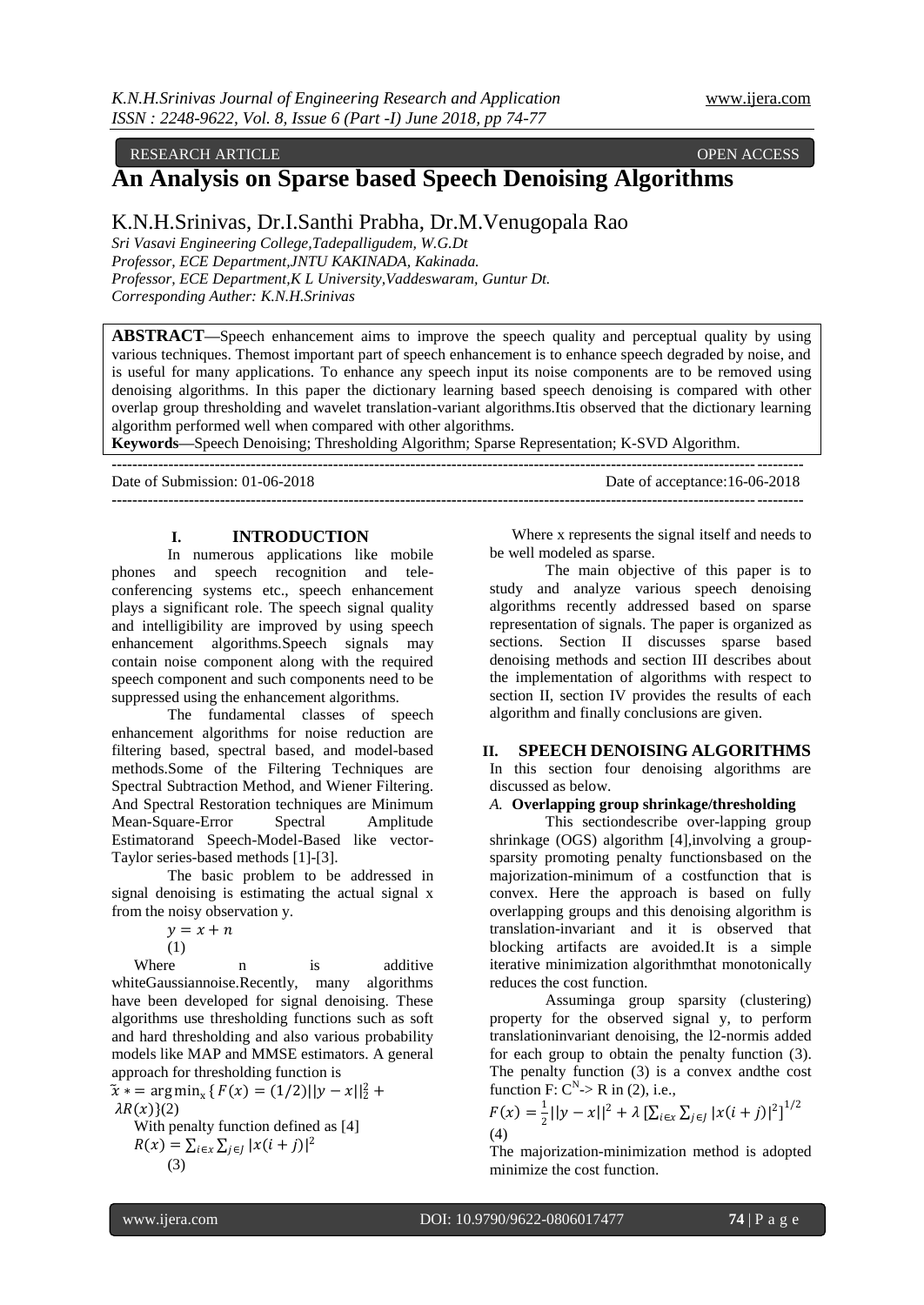RESEARCH ARTICLE OPEN ACCESS

# An Analysis on Sparse based Speech Denoising Algorithms

K.N.H.Srinivas, Dr.I.Santhi Prabha, Dr.M.Venugopala Rao

*Sri Vasavi Engineering College,Tadepalligudem, W.G.Dt*
*Professor, ECE Department,JNTU KAKINADA, Kakinada.*
*Professor, ECE Department,K L University,Vaddeswaram, Guntur Dt.*
*Corresponding Auther: K.N.H.Srinivas*

**ABSTRACT—**Speech enhancement aims to improve the speech quality and perceptual quality by using various techniques. Themost important part of speech enhancement is to enhance speech degraded by noise, and is useful for many applications. To enhance any speech input its noise components are to be removed using denoising algorithms. In this paper the dictionary learning based speech denoising is compared with other overlap group thresholding and wavelet translation-variant algorithms.Itis observed that the dictionary learning algorithm performed well when compared with other algorithms.

**Keywords—**Speech Denoising; Thresholding Algorithm; Sparse Representation; K-SVD Algorithm.

Date of Submission: 01-06-2018 Date of acceptance:16-06-2018

## I. INTRODUCTION

In numerous applications like mobile phones and speech recognition and tele-conferencing systems etc., speech enhancement plays a significant role. The speech signal quality and intelligibility are improved by using speech enhancement algorithms.Speech signals may contain noise component along with the required speech component and such components need to be suppressed using the enhancement algorithms.

The fundamental classes of speech enhancement algorithms for noise reduction are filtering based, spectral based, and model-based methods.Some of the Filtering Techniques are Spectral Subtraction Method, and Wiener Filtering. And Spectral Restoration techniques are Minimum Mean-Square-Error Spectral Amplitude Estimatorand Speech-Model-Based like vector-Taylor series-based methods [1]-[3].

The basic problem to be addressed in signal denoising is estimating the actual signal x from the noisy observation y.

$$y = x + n \quad (1)$$

Where n is additive whiteGaussiannoise.Recently, many algorithms have been developed for signal denoising. These algorithms use thresholding functions such as soft and hard thresholding and also various probability models like MAP and MMSE estimators. A general approach for thresholding function is

$$\tilde{x}* = \arg\min_{x} \{ F(x) = (1/2)||y - x||_2^2 + \lambda R(x)\} \quad (2)$$

With penalty function defined as [4]

$$R(x) = \sum_{i \in x} \sum_{j \in J} |x(i+j)|^2 \quad (3)$$

Where x represents the signal itself and needs to be well modeled as sparse.

The main objective of this paper is to study and analyze various speech denoising algorithms recently addressed based on sparse representation of signals. The paper is organized as sections. Section II discusses sparse based denoising methods and section III describes about the implementation of algorithms with respect to section II, section IV provides the results of each algorithm and finally conclusions are given.

## II. SPEECH DENOISING ALGORITHMS

In this section four denoising algorithms are discussed as below.

### *A.* Overlapping group shrinkage/thresholding

This sectiondescribe over-lapping group shrinkage (OGS) algorithm [4],involving a group-sparsity promoting penalty functionsbased on the majorization-minimum of a costfunction that is convex. Here the approach is based on fully overlapping groups and this denoising algorithm is translation-invariant and it is observed that blocking artifacts are avoided.It is a simple iterative minimization algorithmthat monotonically reduces the cost function.

Assuminga group sparsity (clustering) property for the observed signal y, to perform translationinvariant denoising, the l2-normis added for each group to obtain the penalty function (3). The penalty function (3) is a convex andthe cost function F: $C^N$-> R in (2), i.e.,

$$F(x) = \frac{1}{2}||y - x||^2 + \lambda \left[\sum_{i \in x} \sum_{j \in J} |x(i+j)|^2\right]^{1/2} \quad (4)$$

The majorization-minimization method is adopted minimize the cost function.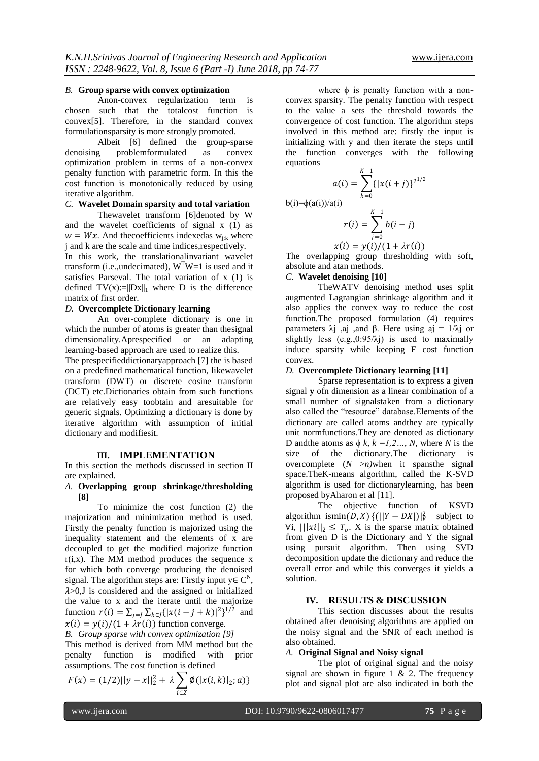### *B.* **Group sparse with convex optimization**

Anon-convex regularization term is chosen such that the totalcost function is convex[5]. Therefore, in the standard convex formulationsparsity is more strongly promoted.

Albeit [6] defined the group-sparse denoising problemformulated as convex optimization problem in terms of a non-convex penalty function with parametric form. In this the cost function is monotonically reduced by using iterative algorithm.

### *C.* **Wavelet Domain sparsity and total variation**

Thewavelet transform [6]denoted by W and the wavelet coefficients of signal x (1) as $w = Wx$. And thecoefficients indexedas $w_{j;k}$ where j and k are the scale and time indices,respectively.

In this work, the translationalinvariant wavelet transform (i.e.,undecimated), $W^TW=1$ is used and it satisfies Parseval. The total variation of x (1) is defined $TV(x):=\|Dx\|_1$ where D is the difference matrix of first order.

### *D.* **Overcomplete Dictionary learning**

An over-complete dictionary is one in which the number of atoms is greater than thesignal dimensionality.Aprespecified or an adapting learning-based approach are used to realize this.

The prespecifieddictionaryapproach [7] the is based on a predefined mathematical function, likewavelet transform (DWT) or discrete cosine transform (DCT) etc.Dictionaries obtain from such functions are relatively easy toobtain and aresuitable for generic signals. Optimizing a dictionary is done by iterative algorithm with assumption of initial dictionary and modifiesit.

## III. IMPLEMENTATION

In this section the methods discussed in section II are explained.

### *A.* **Overlapping group shrinkage/thresholding [8]**

To minimize the cost function (2) the majorization and minimization method is used. Firstly the penalty function is majorized using the inequality statement and the elements of x are decoupled to get the modified majorize function r(i,x). The MM method produces the sequence x for which both converge producing the denoised signal. The algorithm steps are: Firstly input $y\in C^N$, $\lambda>0$,J is considered and the assigned or initialized the value to x and the iterate until the majorize function $r(i) = \sum_{j=J}\sum_{k\in J}\{|x(i-j+k)|^2\}^{1/2}$ and $x(i) = y(i)/(1+\lambda r(i))$ function converge.

### *B. Group sparse with convex optimization [9]*

This method is derived from MM method but the penalty function is modified with prior assumptions. The cost function is defined

$$F(x) = (1/2)||y-x||_2^2 + \lambda\sum_{i\in Z}\emptyset(|x(i,k)|_2;a)\}$$

where ϕ is penalty function with a non-convex sparsity. The penalty function with respect to the value a sets the threshold towards the convergence of cost function. The algorithm steps involved in this method are: firstly the input is initializing with y and then iterate the steps until the function converges with the following equations

$$a(i) = \sum_{k=0}^{K-1}\{|x(i+j)\}^{2^{1/2}}$$

b(i)=ϕ(a(i))/a(i)

$$r(i) = \sum_{j=0}^{K-1} b(i-j)$$

$$x(i) = y(i)/(1+\lambda r(i))$$

The overlapping group thresholding with soft, absolute and atan methods.

### *C.* **Wavelet denoising [10]**

TheWATV denoising method uses split augmented Lagrangian shrinkage algorithm and it also applies the convex way to reduce the cost function.The proposed formulation (4) requires parameters λj ,aj ,and β. Here using aj = 1/λj or slightly less (e.g.,0:95/λj) is used to maximally induce sparsity while keeping F cost function convex.

### *D.* **Overcomplete Dictionary learning [11]**

Sparse representation is to express a given signal **y** ofn dimension as a linear combination of a small number of signalstaken from a dictionary also called the "resource" database.Elements of the dictionary are called atoms andthey are typically unit normfunctions.They are denoted as dictionary D andthe atoms as ϕ *k*, *k =1,2…, N*, where *N* is the size of the dictionary.The dictionary is overcomplete (*N >n)*when it spansthe signal space.TheK-means algorithm, called the K-SVD algorithm is used for dictionarylearning, has been proposed byAharon et al [11].

The objective function of KSVD algorithm is$\min(D,X)\{(||Y-DX|)|_F^2$ subject to ∀i, $\|||xi||_2 \le T_o$. X is the sparse matrix obtained from given D is the Dictionary and Y the signal using pursuit algorithm. Then using SVD decomposition update the dictionary and reduce the overall error and while this converges it yields a solution.

## IV. RESULTS & DISCUSSION

This section discusses about the results obtained after denoising algorithms are applied on the noisy signal and the SNR of each method is also obtained.

### *A.* **Original Signal and Noisy signal**

The plot of original signal and the noisy signal are shown in figure 1 & 2. The frequency plot and signal plot are also indicated in both the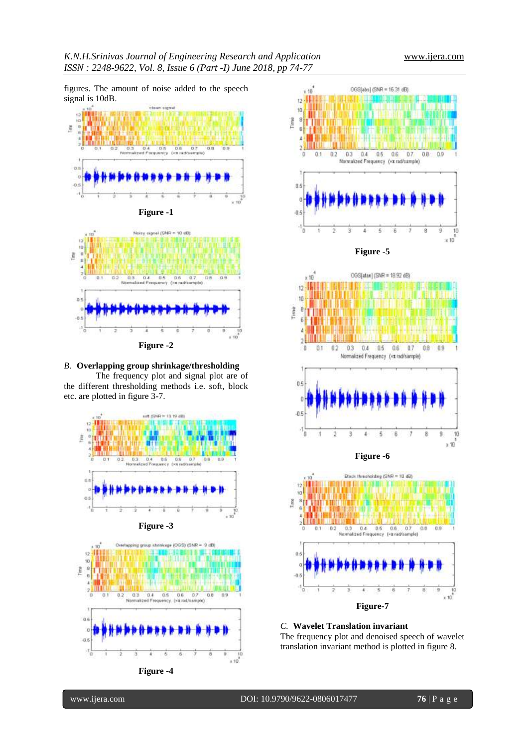figures. The amount of noise added to the speech signal is 10dB.

Figure -1

Figure -2

### B. Overlapping group shrinkage/thresholding

The frequency plot and signal plot are of the different thresholding methods i.e. soft, block etc. are plotted in figure 3-7.

Figure -3

Figure -4

Figure -5

Figure -6

Figure-7

### C. Wavelet Translation invariant

The frequency plot and denoised speech of wavelet translation invariant method is plotted in figure 8.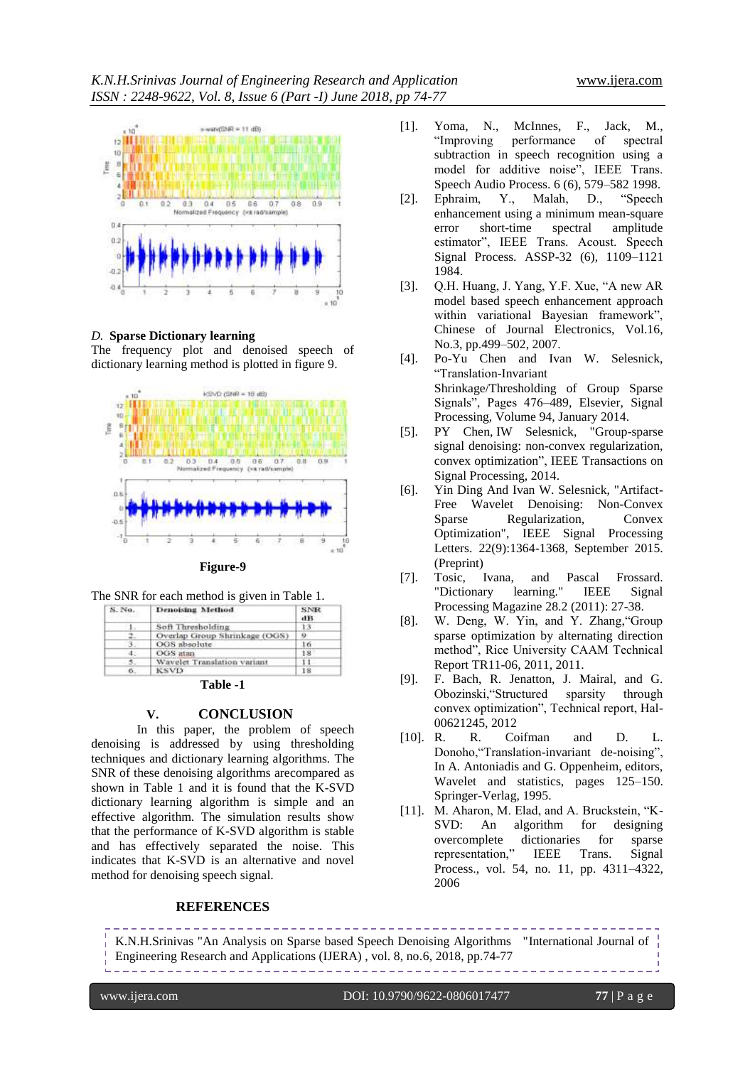s-wave(SNR = 11 dB)

$\times 10^4$

Time

Normalized Frequency ($\times\pi$ rad/sample)

$\times 10^4$

### D. Sparse Dictionary learning

The frequency plot and denoised speech of dictionary learning method is plotted in figure 9.

KSVD (SNR = 18 dB)

$\times 10^4$

Time

Normalized Frequency ($\times\pi$ rad/sample)

$\times 10^4$

**Figure-9**

The SNR for each method is given in Table 1.

| S. No. | Denoising Method | SNR dB |
|---|---|---|
| 1. | Soft Thresholding | 13 |
| 2. | Overlap Group Shrinkage (OGS) | 9 |
| 3. | OGS absolute | 16 |
| 4. | OGS atan | 18 |
| 5. | Wavelet Translation variant | 11 |
| 6. | KSVD | 18 |

**Table -1**

## V. CONCLUSION

In this paper, the problem of speech denoising is addressed by using thresholding techniques and dictionary learning algorithms. The SNR of these denoising algorithms arecompared as shown in Table 1 and it is found that the K-SVD dictionary learning algorithm is simple and an effective algorithm. The simulation results show that the performance of K-SVD algorithm is stable and has effectively separated the noise. This indicates that K-SVD is an alternative and novel method for denoising speech signal.

## REFERENCES

[1]. Yoma, N., McInnes, F., Jack, M., "Improving performance of spectral subtraction in speech recognition using a model for additive noise", IEEE Trans. Speech Audio Process. 6 (6), 579–582 1998.

[2]. Ephraim, Y., Malah, D., "Speech enhancement using a minimum mean-square error short-time spectral amplitude estimator", IEEE Trans. Acoust. Speech Signal Process. ASSP-32 (6), 1109–1121 1984.

[3]. Q.H. Huang, J. Yang, Y.F. Xue, "A new AR model based speech enhancement approach within variational Bayesian framework", Chinese of Journal Electronics, Vol.16, No.3, pp.499–502, 2007.

[4]. Po-Yu Chen and Ivan W. Selesnick, "Translation-Invariant Shrinkage/Thresholding of Group Sparse Signals", Pages 476–489, Elsevier, Signal Processing, Volume 94, January 2014.

[5]. PY Chen, IW Selesnick, "Group-sparse signal denoising: non-convex regularization, convex optimization", IEEE Transactions on Signal Processing, 2014.

[6]. Yin Ding And Ivan W. Selesnick, "Artifact-Free Wavelet Denoising: Non-Convex Sparse Regularization, Convex Optimization", IEEE Signal Processing Letters. 22(9):1364-1368, September 2015. (Preprint)

[7]. Tosic, Ivana, and Pascal Frossard. "Dictionary learning." IEEE Signal Processing Magazine 28.2 (2011): 27-38.

[8]. W. Deng, W. Yin, and Y. Zhang,"Group sparse optimization by alternating direction method", Rice University CAAM Technical Report TR11-06, 2011, 2011.

[9]. F. Bach, R. Jenatton, J. Mairal, and G. Obozinski,"Structured sparsity through convex optimization", Technical report, Hal-00621245, 2012

[10]. R. R. Coifman and D. L. Donoho,"Translation-invariant de-noising", In A. Antoniadis and G. Oppenheim, editors, Wavelet and statistics, pages 125–150. Springer-Verlag, 1995.

[11]. M. Aharon, M. Elad, and A. Bruckstein, "K-SVD: An algorithm for designing overcomplete dictionaries for sparse representation," IEEE Trans. Signal Process., vol. 54, no. 11, pp. 4311–4322, 2006

K.N.H.Srinivas "An Analysis on Sparse based Speech Denoising Algorithms "International Journal of Engineering Research and Applications (IJERA) , vol. 8, no.6, 2018, pp.74-77